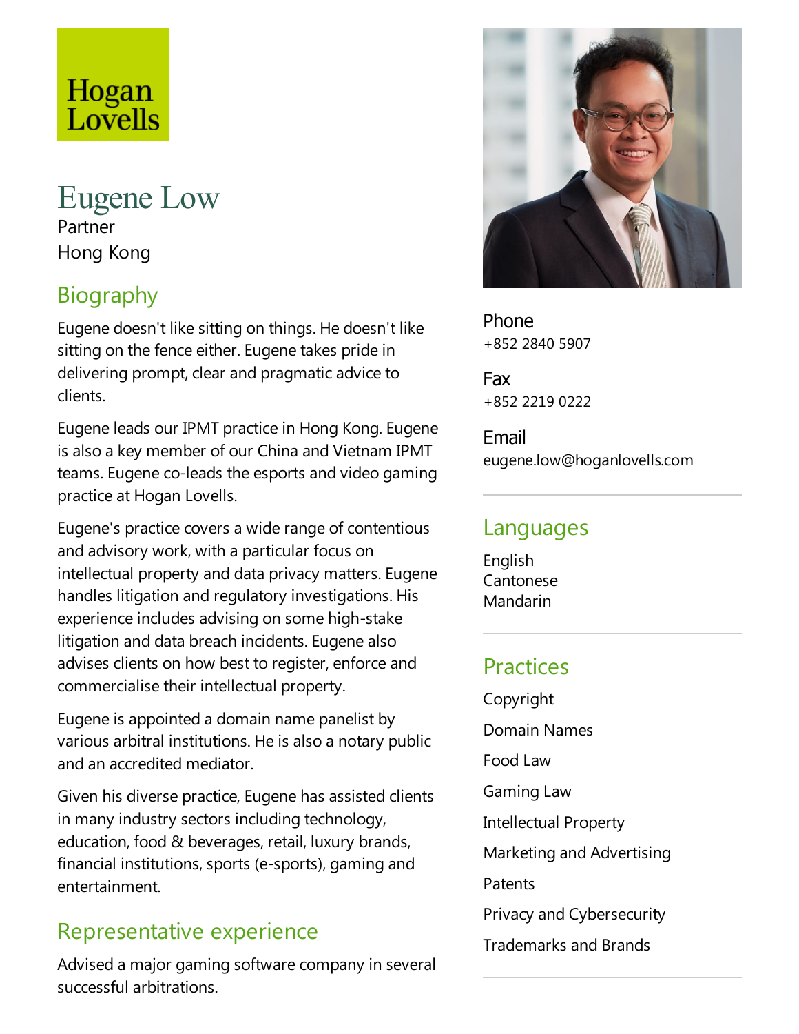Hogan Lovells

# Eugene Low

Partner

Hong Kong

## Biography

Eugene doesn't like sitting on things. He doesn't like sitting on the fence either. Eugene takes pride in delivering prompt, clear and pragmatic advice to clients.

Eugene leads our IPMT practice in Hong Kong. Eugene is also a key member of our China and Vietnam IPMT teams. Eugene co-leads the esports and video gaming practice at Hogan Lovells.

Eugene's practice covers a wide range of contentious and advisory work, with a particular focus on intellectual property and data privacy matters. Eugene handles litigation and regulatory investigations. His experience includes advising on some high-stake litigation and data breach incidents. Eugene also advises clients on how best to register, enforce and commercialise their intellectual property.

Eugene is appointed a domain name panelist by various arbitral institutions. He is also a notary public and an accredited mediator.

Given his diverse practice, Eugene has assisted clients in many industry sectors including technology, education, food & beverages, retail, luxury brands, financial institutions, sports (e-sports), gaming and entertainment.

## Representative experience

Advised a major gaming software company in several successful arbitrations.

**Phone**
+852 2840 5907

**Fax**
+852 2219 0222

**Email**
eugene.low@hoganlovells.com

## Languages

English
Cantonese
Mandarin

## Practices

Copyright

Domain Names

Food Law

Gaming Law

Intellectual Property

Marketing and Advertising

Patents

Privacy and Cybersecurity

Trademarks and Brands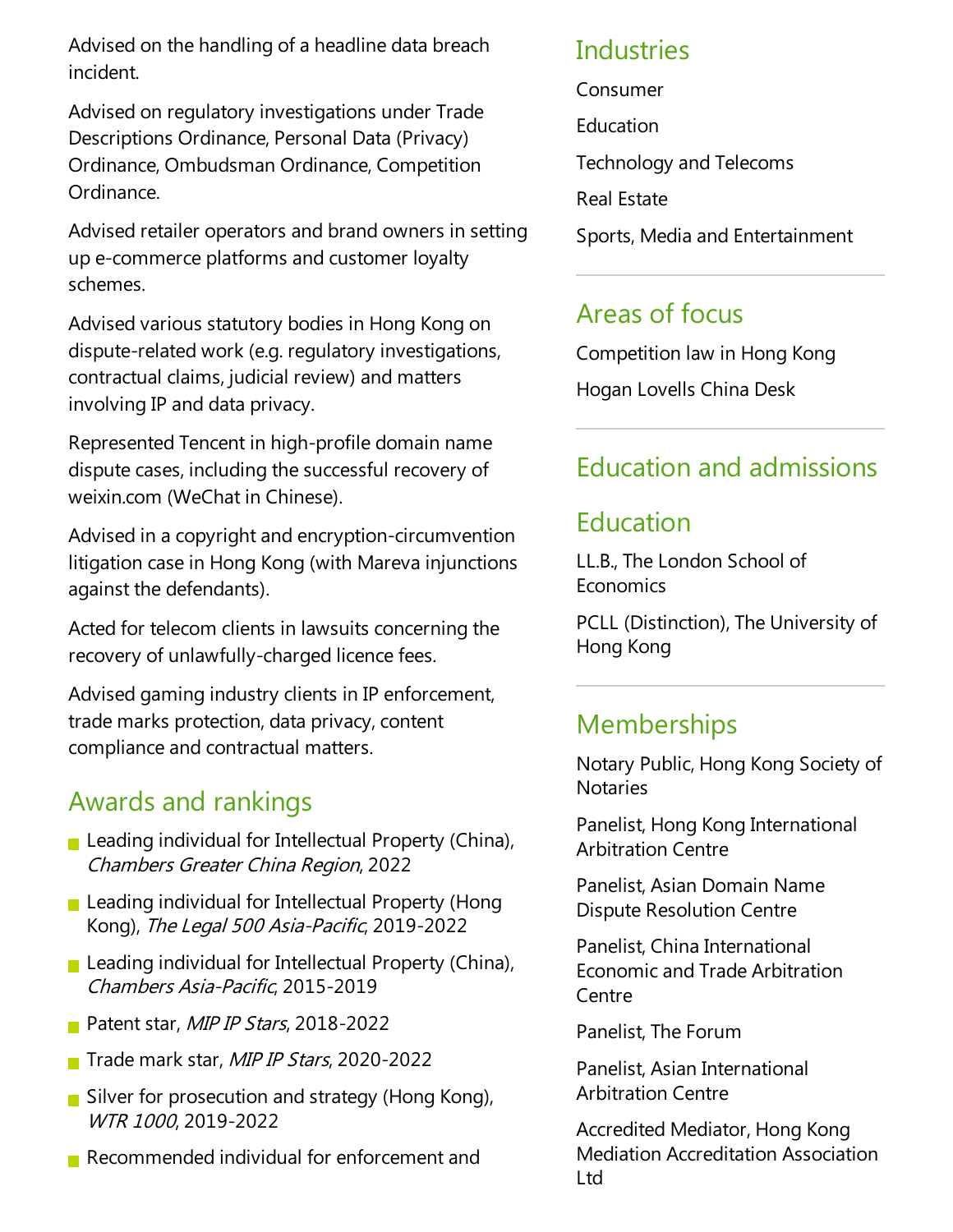Advised on the handling of a headline data breach incident.

Advised on regulatory investigations under Trade Descriptions Ordinance, Personal Data (Privacy) Ordinance, Ombudsman Ordinance, Competition Ordinance.

Advised retailer operators and brand owners in setting up e-commerce platforms and customer loyalty schemes.

Advised various statutory bodies in Hong Kong on dispute-related work (e.g. regulatory investigations, contractual claims, judicial review) and matters involving IP and data privacy.

Represented Tencent in high-profile domain name dispute cases, including the successful recovery of weixin.com (WeChat in Chinese).

Advised in a copyright and encryption-circumvention litigation case in Hong Kong (with Mareva injunctions against the defendants).

Acted for telecom clients in lawsuits concerning the recovery of unlawfully-charged licence fees.

Advised gaming industry clients in IP enforcement, trade marks protection, data privacy, content compliance and contractual matters.

## Awards and rankings

- Leading individual for Intellectual Property (China), *Chambers Greater China Region*, 2022
- Leading individual for Intellectual Property (Hong Kong), *The Legal 500 Asia-Pacific*, 2019-2022
- Leading individual for Intellectual Property (China), *Chambers Asia-Pacific*, 2015-2019
- Patent star, *MIP IP Stars*, 2018-2022
- Trade mark star, *MIP IP Stars*, 2020-2022
- Silver for prosecution and strategy (Hong Kong), *WTR 1000*, 2019-2022
- Recommended individual for enforcement and

## Industries

Consumer

Education

Technology and Telecoms

Real Estate

Sports, Media and Entertainment

## Areas of focus

Competition law in Hong Kong

Hogan Lovells China Desk

## Education and admissions

## Education

LL.B., The London School of Economics

PCLL (Distinction), The University of Hong Kong

## Memberships

Notary Public, Hong Kong Society of Notaries

Panelist, Hong Kong International Arbitration Centre

Panelist, Asian Domain Name Dispute Resolution Centre

Panelist, China International Economic and Trade Arbitration Centre

Panelist, The Forum

Panelist, Asian International Arbitration Centre

Accredited Mediator, Hong Kong Mediation Accreditation Association Ltd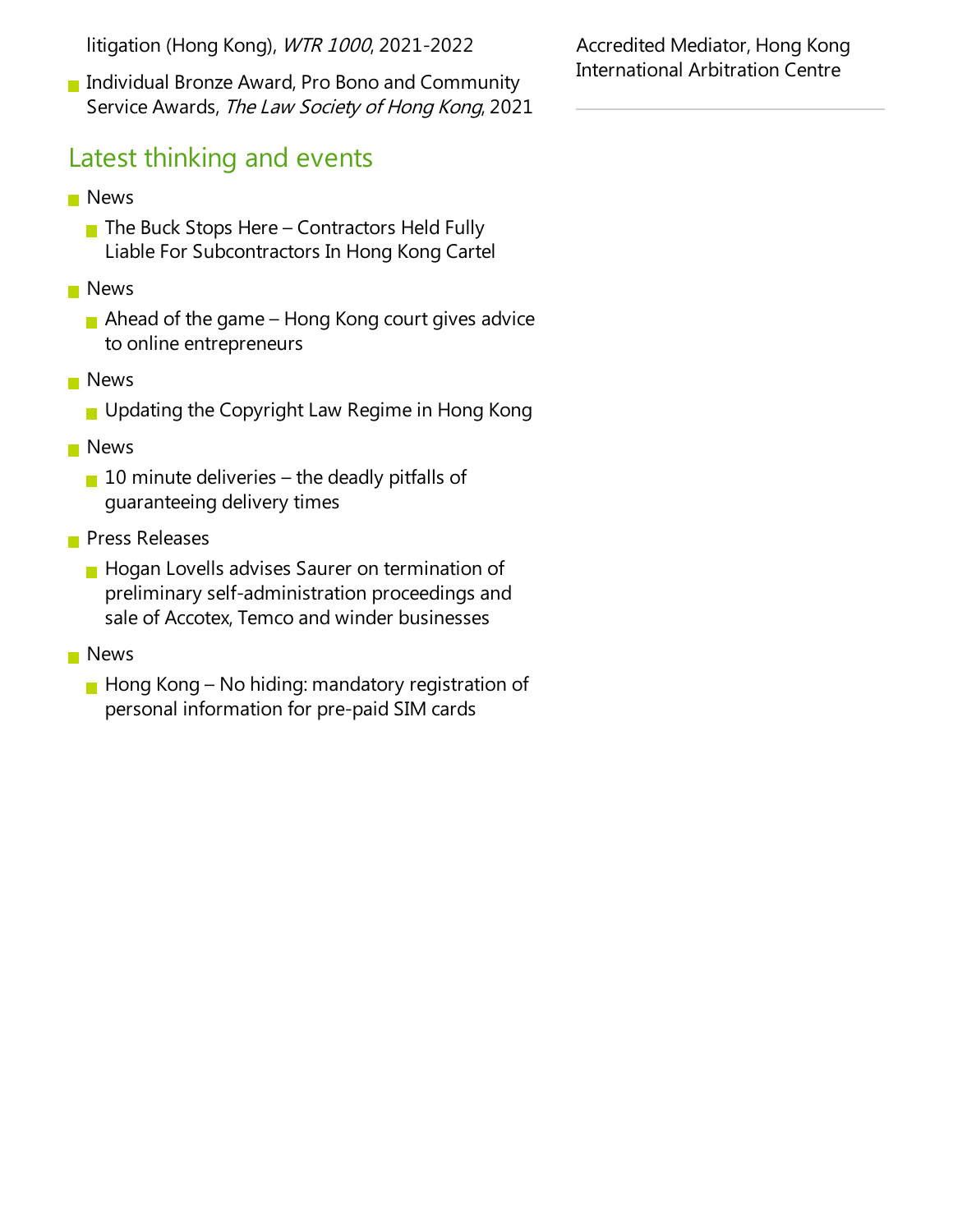litigation (Hong Kong), *WTR 1000*, 2021-2022

- Individual Bronze Award, Pro Bono and Community Service Awards, *The Law Society of Hong Kong*, 2021

## Latest thinking and events

- News
  - The Buck Stops Here – Contractors Held Fully Liable For Subcontractors In Hong Kong Cartel
- News
  - Ahead of the game – Hong Kong court gives advice to online entrepreneurs
- News
  - Updating the Copyright Law Regime in Hong Kong
- News
  - 10 minute deliveries – the deadly pitfalls of guaranteeing delivery times
- Press Releases
  - Hogan Lovells advises Saurer on termination of preliminary self-administration proceedings and sale of Accotex, Temco and winder businesses
- News
  - Hong Kong – No hiding: mandatory registration of personal information for pre-paid SIM cards

Accredited Mediator, Hong Kong International Arbitration Centre